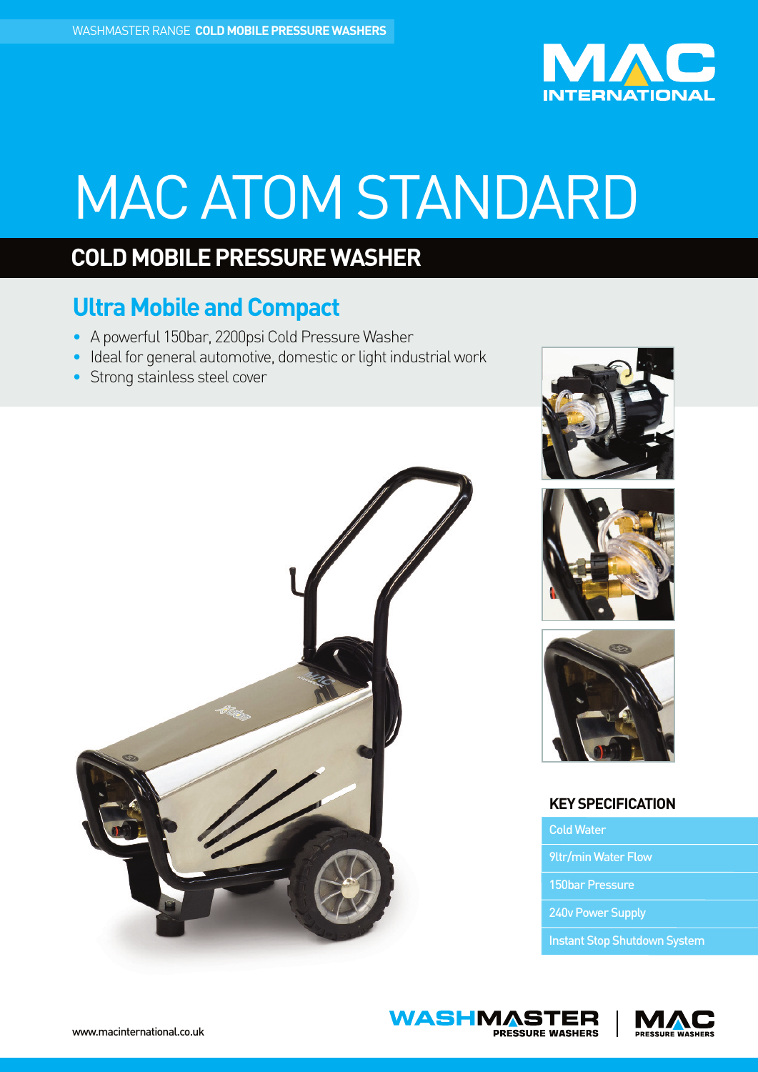WASHMASTER RANGE **COLD MOBILE PRESSURE WASHERS**

# MAC ATOM STANDARD

## COLD MOBILE PRESSURE WASHER

### Ultra Mobile and Compact

- A powerful 150bar, 2200psi Cold Pressure Washer
- Ideal for general automotive, domestic or light industrial work
- Strong stainless steel cover

### KEY SPECIFICATION

- Cold Water
- 9ltr/min Water Flow
- 150bar Pressure
- 240v Power Supply
- Instant Stop Shutdown System

www.macinternational.co.uk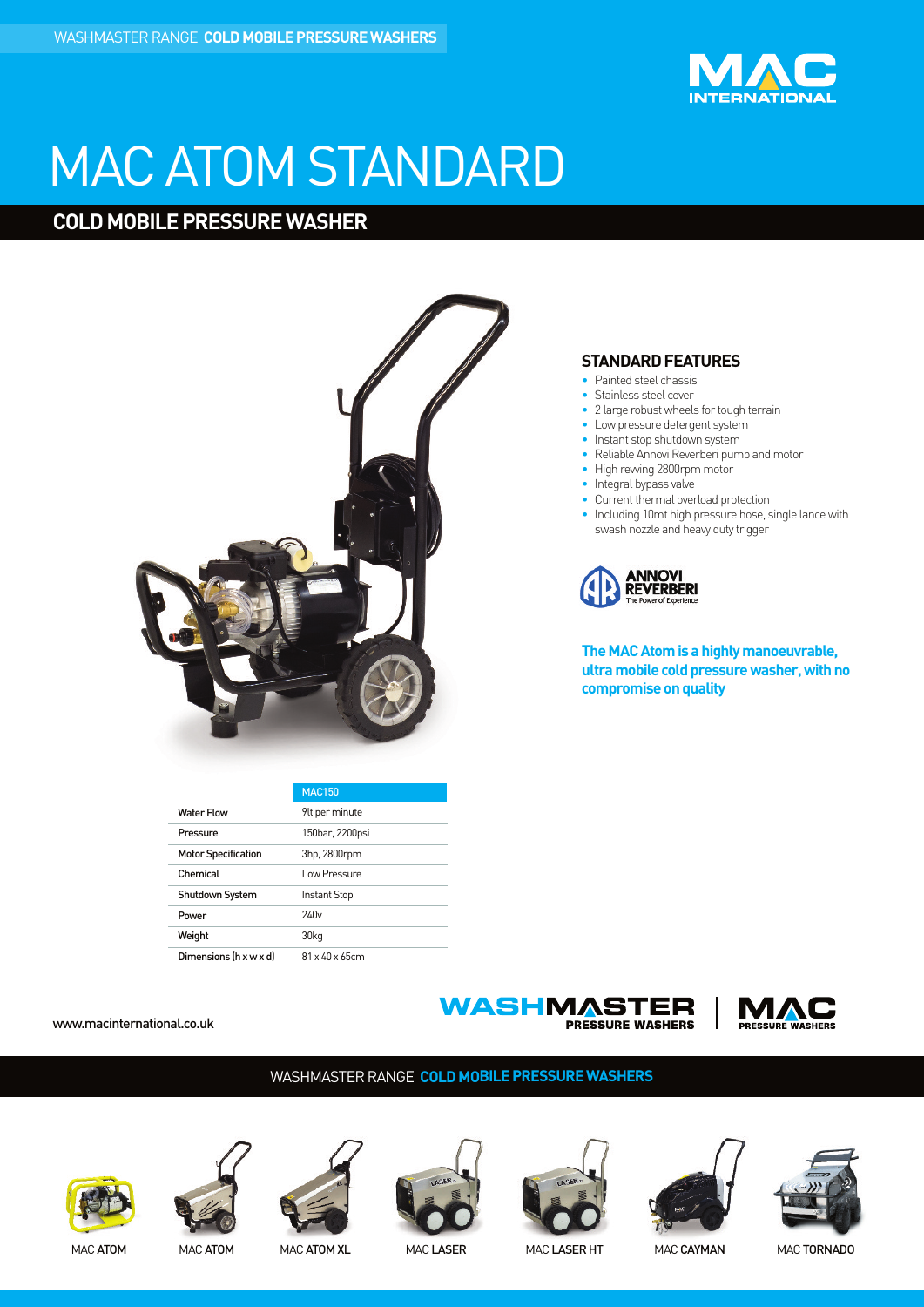WASHMASTER RANGE **COLD MOBILE PRESSURE WASHERS**

MAC INTERNATIONAL

# MAC ATOM STANDARD

## COLD MOBILE PRESSURE WASHER

### STANDARD FEATURES

- Painted steel chassis
- Stainless steel cover
- 2 large robust wheels for tough terrain
- Low pressure detergent system
- Instant stop shutdown system
- Reliable Annovi Reverberi pump and motor
- High revving 2800rpm motor
- Integral bypass valve
- Current thermal overload protection
- Including 10mt high pressure hose, single lance with swash nozzle and heavy duty trigger

ANNOVI REVERBERI The Power of Experience

**The MAC Atom is a highly manoeuvrable, ultra mobile cold pressure washer, with no compromise on quality**

| | MAC150 |
|---|---|
| Water Flow | 9lt per minute |
| Pressure | 150bar, 2200psi |
| Motor Specification | 3hp, 2800rpm |
| Chemical | Low Pressure |
| Shutdown System | Instant Stop |
| Power | 240v |
| Weight | 30kg |
| Dimensions (h x w x d) | 81 x 40 x 65cm |

www.macinternational.co.uk

WASHMASTER PRESSURE WASHERS | MAC PRESSURE WASHERS

WASHMASTER RANGE **COLD MOBILE PRESSURE WASHERS**

MAC **ATOM** MAC **ATOM** MAC **ATOM XL** MAC **LASER** MAC **LASER HT** MAC **CAYMAN** MAC **TORNADO**